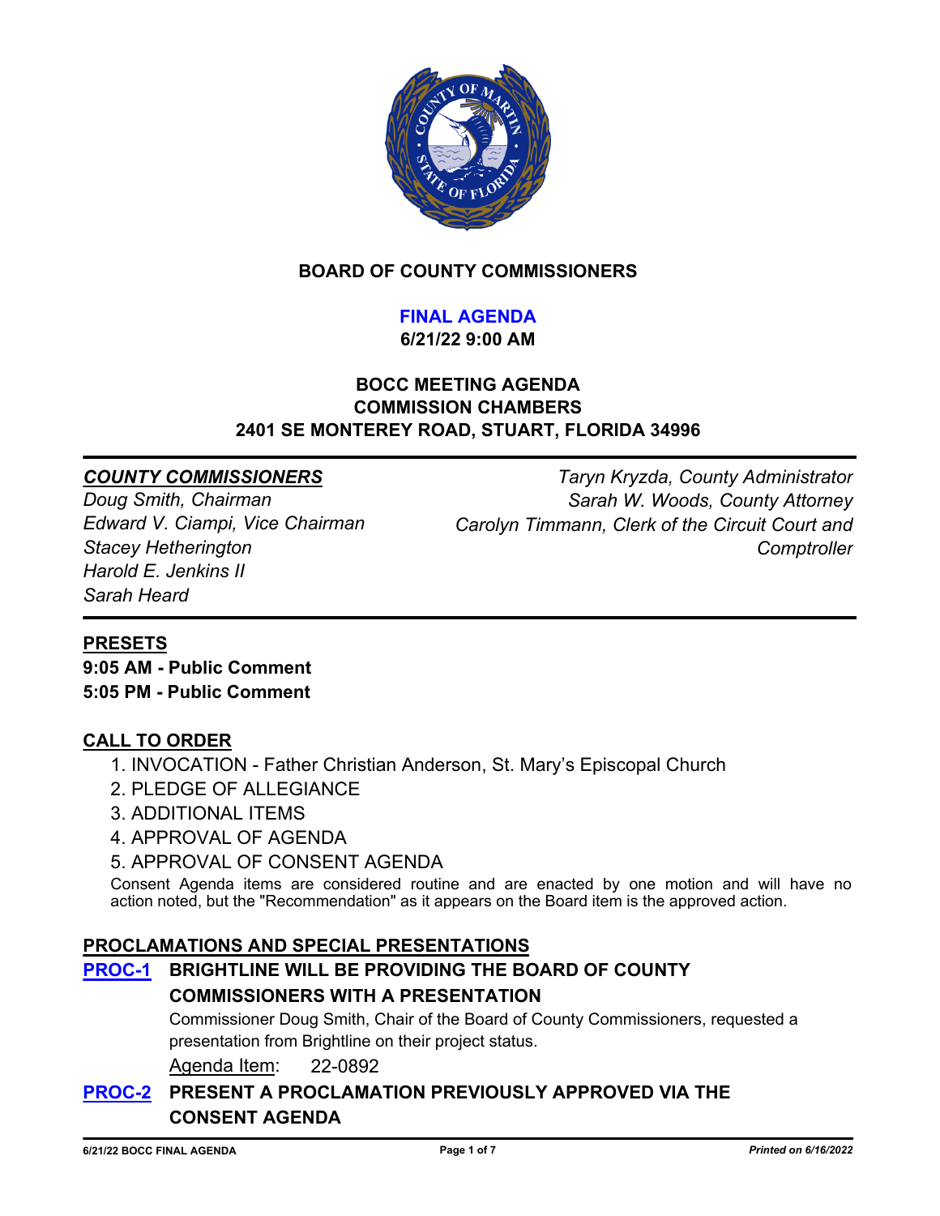# BOARD OF COUNTY COMMISSIONERS

## FINAL AGENDA

**6/21/22 9:00 AM**

**BOCC MEETING AGENDA**
**COMMISSION CHAMBERS**
**2401 SE MONTEREY ROAD, STUART, FLORIDA 34996**

***COUNTY COMMISSIONERS***

*Doug Smith, Chairman*
*Edward V. Ciampi, Vice Chairman*
*Stacey Hetherington*
*Harold E. Jenkins II*
*Sarah Heard*

*Taryn Kryzda, County Administrator*
*Sarah W. Woods, County Attorney*
*Carolyn Timmann, Clerk of the Circuit Court and Comptroller*

## PRESETS

**9:05 AM - Public Comment**
**5:05 PM - Public Comment**

## CALL TO ORDER

1. INVOCATION - Father Christian Anderson, St. Mary's Episcopal Church
2. PLEDGE OF ALLEGIANCE
3. ADDITIONAL ITEMS
4. APPROVAL OF AGENDA
5. APPROVAL OF CONSENT AGENDA

Consent Agenda items are considered routine and are enacted by one motion and will have no action noted, but the "Recommendation" as it appears on the Board item is the approved action.

## PROCLAMATIONS AND SPECIAL PRESENTATIONS

### PROC-1 BRIGHTLINE WILL BE PROVIDING THE BOARD OF COUNTY COMMISSIONERS WITH A PRESENTATION

Commissioner Doug Smith, Chair of the Board of County Commissioners, requested a presentation from Brightline on their project status.

Agenda Item: 22-0892

### PROC-2 PRESENT A PROCLAMATION PREVIOUSLY APPROVED VIA THE CONSENT AGENDA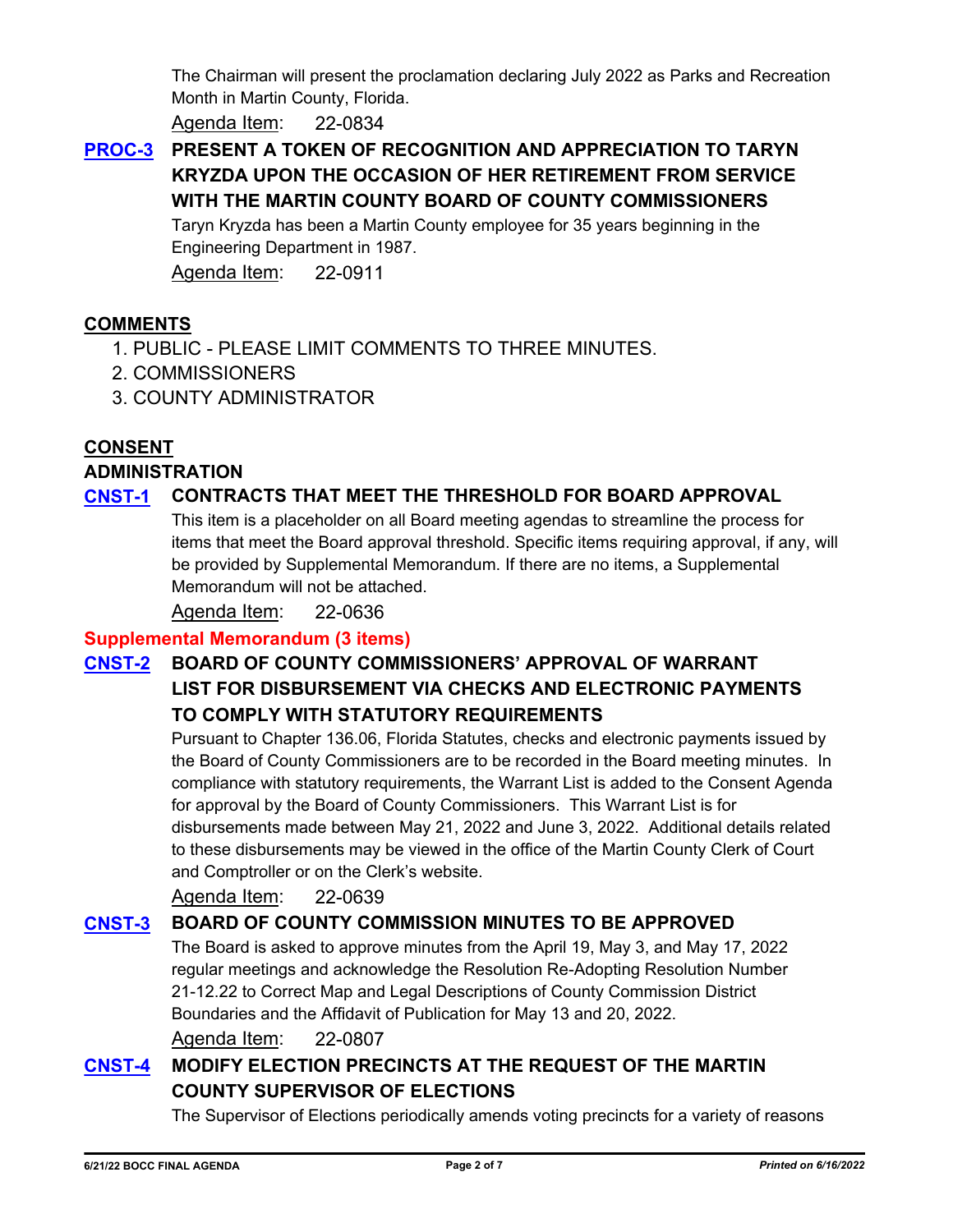The Chairman will present the proclamation declaring July 2022 as Parks and Recreation Month in Martin County, Florida.

Agenda Item: 22-0834

**PROC-3 PRESENT A TOKEN OF RECOGNITION AND APPRECIATION TO TARYN KRYZDA UPON THE OCCASION OF HER RETIREMENT FROM SERVICE WITH THE MARTIN COUNTY BOARD OF COUNTY COMMISSIONERS**

Taryn Kryzda has been a Martin County employee for 35 years beginning in the Engineering Department in 1987.

Agenda Item: 22-0911

## COMMENTS

1. PUBLIC - PLEASE LIMIT COMMENTS TO THREE MINUTES.
2. COMMISSIONERS
3. COUNTY ADMINISTRATOR

## CONSENT

### ADMINISTRATION

**CNST-1 CONTRACTS THAT MEET THE THRESHOLD FOR BOARD APPROVAL**

This item is a placeholder on all Board meeting agendas to streamline the process for items that meet the Board approval threshold. Specific items requiring approval, if any, will be provided by Supplemental Memorandum. If there are no items, a Supplemental Memorandum will not be attached.

Agenda Item: 22-0636

**Supplemental Memorandum (3 items)**

**CNST-2 BOARD OF COUNTY COMMISSIONERS' APPROVAL OF WARRANT LIST FOR DISBURSEMENT VIA CHECKS AND ELECTRONIC PAYMENTS TO COMPLY WITH STATUTORY REQUIREMENTS**

Pursuant to Chapter 136.06, Florida Statutes, checks and electronic payments issued by the Board of County Commissioners are to be recorded in the Board meeting minutes. In compliance with statutory requirements, the Warrant List is added to the Consent Agenda for approval by the Board of County Commissioners. This Warrant List is for disbursements made between May 21, 2022 and June 3, 2022. Additional details related to these disbursements may be viewed in the office of the Martin County Clerk of Court and Comptroller or on the Clerk's website.

Agenda Item: 22-0639

**CNST-3 BOARD OF COUNTY COMMISSION MINUTES TO BE APPROVED**

The Board is asked to approve minutes from the April 19, May 3, and May 17, 2022 regular meetings and acknowledge the Resolution Re-Adopting Resolution Number 21-12.22 to Correct Map and Legal Descriptions of County Commission District Boundaries and the Affidavit of Publication for May 13 and 20, 2022.

Agenda Item: 22-0807

**CNST-4 MODIFY ELECTION PRECINCTS AT THE REQUEST OF THE MARTIN COUNTY SUPERVISOR OF ELECTIONS**

The Supervisor of Elections periodically amends voting precincts for a variety of reasons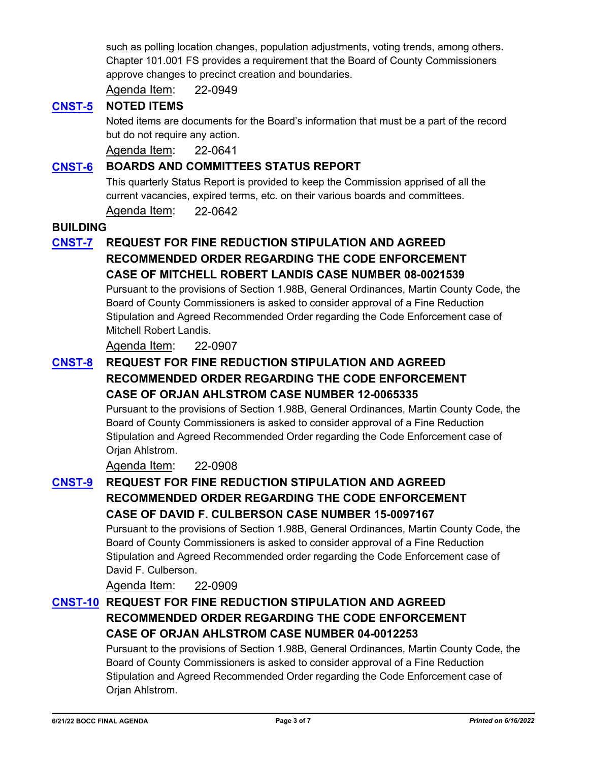such as polling location changes, population adjustments, voting trends, among others. Chapter 101.001 FS provides a requirement that the Board of County Commissioners approve changes to precinct creation and boundaries.

Agenda Item: 22-0949

### CNST-5 NOTED ITEMS

Noted items are documents for the Board's information that must be a part of the record but do not require any action.

Agenda Item: 22-0641

### CNST-6 BOARDS AND COMMITTEES STATUS REPORT

This quarterly Status Report is provided to keep the Commission apprised of all the current vacancies, expired terms, etc. on their various boards and committees.

Agenda Item: 22-0642

## BUILDING

### CNST-7 REQUEST FOR FINE REDUCTION STIPULATION AND AGREED RECOMMENDED ORDER REGARDING THE CODE ENFORCEMENT CASE OF MITCHELL ROBERT LANDIS CASE NUMBER 08-0021539

Pursuant to the provisions of Section 1.98B, General Ordinances, Martin County Code, the Board of County Commissioners is asked to consider approval of a Fine Reduction Stipulation and Agreed Recommended Order regarding the Code Enforcement case of Mitchell Robert Landis.

Agenda Item: 22-0907

### CNST-8 REQUEST FOR FINE REDUCTION STIPULATION AND AGREED RECOMMENDED ORDER REGARDING THE CODE ENFORCEMENT CASE OF ORJAN AHLSTROM CASE NUMBER 12-0065335

Pursuant to the provisions of Section 1.98B, General Ordinances, Martin County Code, the Board of County Commissioners is asked to consider approval of a Fine Reduction Stipulation and Agreed Recommended Order regarding the Code Enforcement case of Orjan Ahlstrom.

Agenda Item: 22-0908

### CNST-9 REQUEST FOR FINE REDUCTION STIPULATION AND AGREED RECOMMENDED ORDER REGARDING THE CODE ENFORCEMENT CASE OF DAVID F. CULBERSON CASE NUMBER 15-0097167

Pursuant to the provisions of Section 1.98B, General Ordinances, Martin County Code, the Board of County Commissioners is asked to consider approval of a Fine Reduction Stipulation and Agreed Recommended order regarding the Code Enforcement case of David F. Culberson.

Agenda Item: 22-0909

### CNST-10 REQUEST FOR FINE REDUCTION STIPULATION AND AGREED RECOMMENDED ORDER REGARDING THE CODE ENFORCEMENT CASE OF ORJAN AHLSTROM CASE NUMBER 04-0012253

Pursuant to the provisions of Section 1.98B, General Ordinances, Martin County Code, the Board of County Commissioners is asked to consider approval of a Fine Reduction Stipulation and Agreed Recommended Order regarding the Code Enforcement case of Orjan Ahlstrom.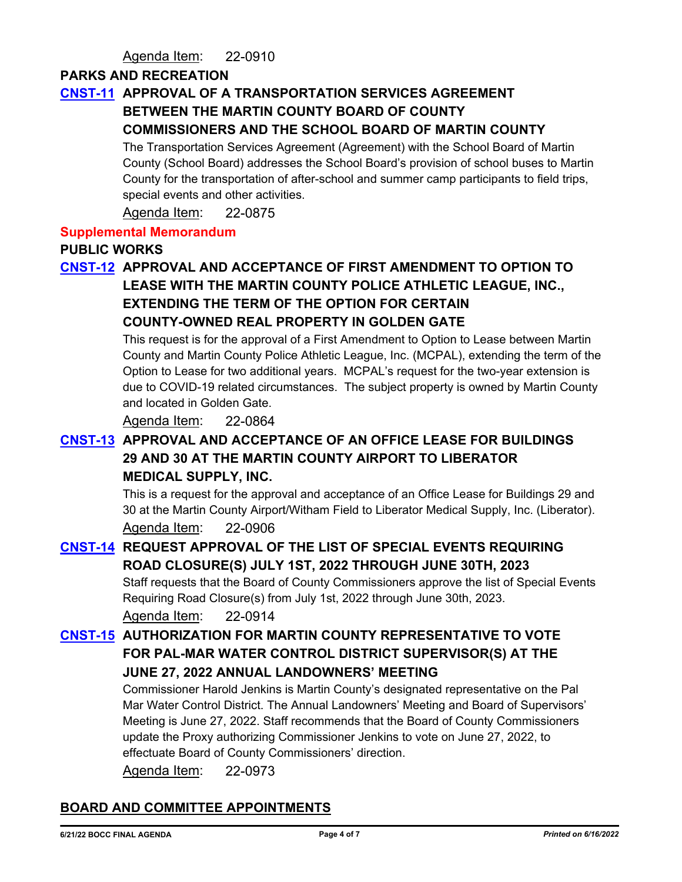Agenda Item: 22-0910

**PARKS AND RECREATION**

**CNST-11 APPROVAL OF A TRANSPORTATION SERVICES AGREEMENT BETWEEN THE MARTIN COUNTY BOARD OF COUNTY COMMISSIONERS AND THE SCHOOL BOARD OF MARTIN COUNTY**

The Transportation Services Agreement (Agreement) with the School Board of Martin County (School Board) addresses the School Board's provision of school buses to Martin County for the transportation of after-school and summer camp participants to field trips, special events and other activities.

Agenda Item: 22-0875

**Supplemental Memorandum**

**PUBLIC WORKS**

**CNST-12 APPROVAL AND ACCEPTANCE OF FIRST AMENDMENT TO OPTION TO LEASE WITH THE MARTIN COUNTY POLICE ATHLETIC LEAGUE, INC., EXTENDING THE TERM OF THE OPTION FOR CERTAIN COUNTY-OWNED REAL PROPERTY IN GOLDEN GATE**

This request is for the approval of a First Amendment to Option to Lease between Martin County and Martin County Police Athletic League, Inc. (MCPAL), extending the term of the Option to Lease for two additional years. MCPAL's request for the two-year extension is due to COVID-19 related circumstances. The subject property is owned by Martin County and located in Golden Gate.

Agenda Item: 22-0864

**CNST-13 APPROVAL AND ACCEPTANCE OF AN OFFICE LEASE FOR BUILDINGS 29 AND 30 AT THE MARTIN COUNTY AIRPORT TO LIBERATOR MEDICAL SUPPLY, INC.**

This is a request for the approval and acceptance of an Office Lease for Buildings 29 and 30 at the Martin County Airport/Witham Field to Liberator Medical Supply, Inc. (Liberator).

Agenda Item: 22-0906

**CNST-14 REQUEST APPROVAL OF THE LIST OF SPECIAL EVENTS REQUIRING ROAD CLOSURE(S) JULY 1ST, 2022 THROUGH JUNE 30TH, 2023**

Staff requests that the Board of County Commissioners approve the list of Special Events Requiring Road Closure(s) from July 1st, 2022 through June 30th, 2023.

Agenda Item: 22-0914

**CNST-15 AUTHORIZATION FOR MARTIN COUNTY REPRESENTATIVE TO VOTE FOR PAL-MAR WATER CONTROL DISTRICT SUPERVISOR(S) AT THE JUNE 27, 2022 ANNUAL LANDOWNERS' MEETING**

Commissioner Harold Jenkins is Martin County's designated representative on the Pal Mar Water Control District. The Annual Landowners' Meeting and Board of Supervisors' Meeting is June 27, 2022. Staff recommends that the Board of County Commissioners update the Proxy authorizing Commissioner Jenkins to vote on June 27, 2022, to effectuate Board of County Commissioners' direction.

Agenda Item: 22-0973

## BOARD AND COMMITTEE APPOINTMENTS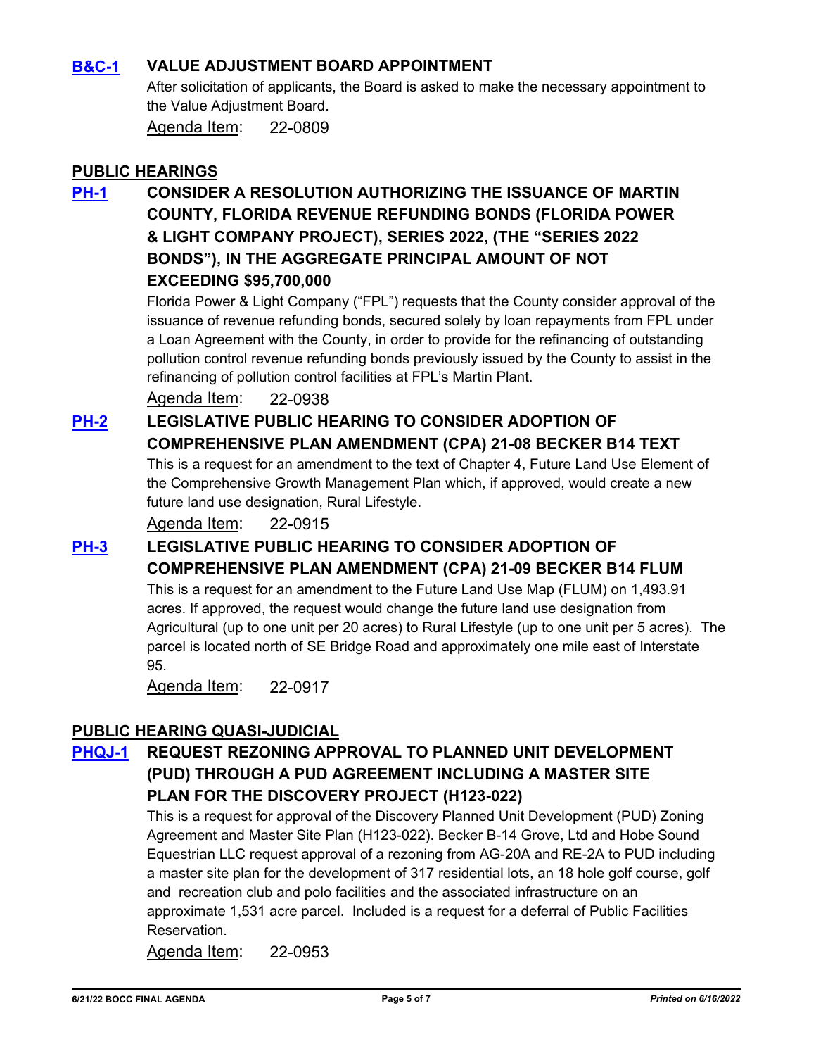**B&C-1 VALUE ADJUSTMENT BOARD APPOINTMENT**

After solicitation of applicants, the Board is asked to make the necessary appointment to the Value Adjustment Board.

Agenda Item: 22-0809

## PUBLIC HEARINGS

**PH-1 CONSIDER A RESOLUTION AUTHORIZING THE ISSUANCE OF MARTIN COUNTY, FLORIDA REVENUE REFUNDING BONDS (FLORIDA POWER & LIGHT COMPANY PROJECT), SERIES 2022, (THE "SERIES 2022 BONDS"), IN THE AGGREGATE PRINCIPAL AMOUNT OF NOT EXCEEDING $95,700,000**

Florida Power & Light Company ("FPL") requests that the County consider approval of the issuance of revenue refunding bonds, secured solely by loan repayments from FPL under a Loan Agreement with the County, in order to provide for the refinancing of outstanding pollution control revenue refunding bonds previously issued by the County to assist in the refinancing of pollution control facilities at FPL's Martin Plant.

Agenda Item: 22-0938

**PH-2 LEGISLATIVE PUBLIC HEARING TO CONSIDER ADOPTION OF COMPREHENSIVE PLAN AMENDMENT (CPA) 21-08 BECKER B14 TEXT**

This is a request for an amendment to the text of Chapter 4, Future Land Use Element of the Comprehensive Growth Management Plan which, if approved, would create a new future land use designation, Rural Lifestyle.

Agenda Item: 22-0915

**PH-3 LEGISLATIVE PUBLIC HEARING TO CONSIDER ADOPTION OF COMPREHENSIVE PLAN AMENDMENT (CPA) 21-09 BECKER B14 FLUM**

This is a request for an amendment to the Future Land Use Map (FLUM) on 1,493.91 acres. If approved, the request would change the future land use designation from Agricultural (up to one unit per 20 acres) to Rural Lifestyle (up to one unit per 5 acres). The parcel is located north of SE Bridge Road and approximately one mile east of Interstate 95.

Agenda Item: 22-0917

## PUBLIC HEARING QUASI-JUDICIAL

**PHQJ-1 REQUEST REZONING APPROVAL TO PLANNED UNIT DEVELOPMENT (PUD) THROUGH A PUD AGREEMENT INCLUDING A MASTER SITE PLAN FOR THE DISCOVERY PROJECT (H123-022)**

This is a request for approval of the Discovery Planned Unit Development (PUD) Zoning Agreement and Master Site Plan (H123-022). Becker B-14 Grove, Ltd and Hobe Sound Equestrian LLC request approval of a rezoning from AG-20A and RE-2A to PUD including a master site plan for the development of 317 residential lots, an 18 hole golf course, golf and recreation club and polo facilities and the associated infrastructure on an approximate 1,531 acre parcel. Included is a request for a deferral of Public Facilities Reservation.

Agenda Item: 22-0953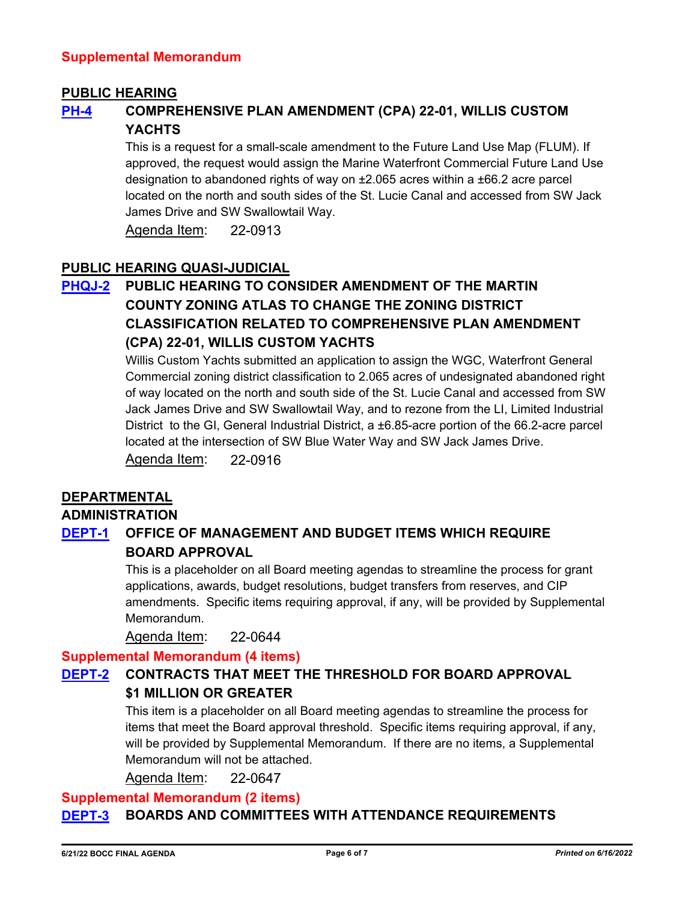**Supplemental Memorandum**

## PUBLIC HEARING

### [PH-4] COMPREHENSIVE PLAN AMENDMENT (CPA) 22-01, WILLIS CUSTOM YACHTS

This is a request for a small-scale amendment to the Future Land Use Map (FLUM). If approved, the request would assign the Marine Waterfront Commercial Future Land Use designation to abandoned rights of way on ±2.065 acres within a ±66.2 acre parcel located on the north and south sides of the St. Lucie Canal and accessed from SW Jack James Drive and SW Swallowtail Way.

Agenda Item: 22-0913

## PUBLIC HEARING QUASI-JUDICIAL

### [PHQJ-2] PUBLIC HEARING TO CONSIDER AMENDMENT OF THE MARTIN COUNTY ZONING ATLAS TO CHANGE THE ZONING DISTRICT CLASSIFICATION RELATED TO COMPREHENSIVE PLAN AMENDMENT (CPA) 22-01, WILLIS CUSTOM YACHTS

Willis Custom Yachts submitted an application to assign the WGC, Waterfront General Commercial zoning district classification to 2.065 acres of undesignated abandoned right of way located on the north and south side of the St. Lucie Canal and accessed from SW Jack James Drive and SW Swallowtail Way, and to rezone from the LI, Limited Industrial District to the GI, General Industrial District, a ±6.85-acre portion of the 66.2-acre parcel located at the intersection of SW Blue Water Way and SW Jack James Drive.

Agenda Item: 22-0916

## DEPARTMENTAL

## ADMINISTRATION

### [DEPT-1] OFFICE OF MANAGEMENT AND BUDGET ITEMS WHICH REQUIRE BOARD APPROVAL

This is a placeholder on all Board meeting agendas to streamline the process for grant applications, awards, budget resolutions, budget transfers from reserves, and CIP amendments. Specific items requiring approval, if any, will be provided by Supplemental Memorandum.

Agenda Item: 22-0644

**Supplemental Memorandum (4 items)**

### [DEPT-2] CONTRACTS THAT MEET THE THRESHOLD FOR BOARD APPROVAL $1 MILLION OR GREATER

This item is a placeholder on all Board meeting agendas to streamline the process for items that meet the Board approval threshold. Specific items requiring approval, if any, will be provided by Supplemental Memorandum. If there are no items, a Supplemental Memorandum will not be attached.

Agenda Item: 22-0647

**Supplemental Memorandum (2 items)**

### [DEPT-3] BOARDS AND COMMITTEES WITH ATTENDANCE REQUIREMENTS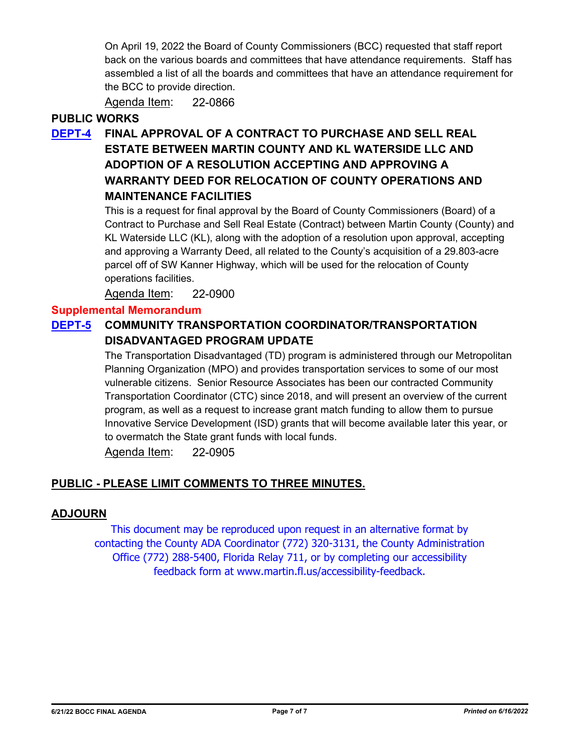On April 19, 2022 the Board of County Commissioners (BCC) requested that staff report back on the various boards and committees that have attendance requirements. Staff has assembled a list of all the boards and committees that have an attendance requirement for the BCC to provide direction.

Agenda Item: 22-0866

## PUBLIC WORKS

### DEPT-4 FINAL APPROVAL OF A CONTRACT TO PURCHASE AND SELL REAL ESTATE BETWEEN MARTIN COUNTY AND KL WATERSIDE LLC AND ADOPTION OF A RESOLUTION ACCEPTING AND APPROVING A WARRANTY DEED FOR RELOCATION OF COUNTY OPERATIONS AND MAINTENANCE FACILITIES

This is a request for final approval by the Board of County Commissioners (Board) of a Contract to Purchase and Sell Real Estate (Contract) between Martin County (County) and KL Waterside LLC (KL), along with the adoption of a resolution upon approval, accepting and approving a Warranty Deed, all related to the County's acquisition of a 29.803-acre parcel off of SW Kanner Highway, which will be used for the relocation of County operations facilities.

Agenda Item: 22-0900

**Supplemental Memorandum**

### DEPT-5 COMMUNITY TRANSPORTATION COORDINATOR/TRANSPORTATION DISADVANTAGED PROGRAM UPDATE

The Transportation Disadvantaged (TD) program is administered through our Metropolitan Planning Organization (MPO) and provides transportation services to some of our most vulnerable citizens. Senior Resource Associates has been our contracted Community Transportation Coordinator (CTC) since 2018, and will present an overview of the current program, as well as a request to increase grant match funding to allow them to pursue Innovative Service Development (ISD) grants that will become available later this year, or to overmatch the State grant funds with local funds.

Agenda Item: 22-0905

## PUBLIC - PLEASE LIMIT COMMENTS TO THREE MINUTES.

## ADJOURN

This document may be reproduced upon request in an alternative format by contacting the County ADA Coordinator (772) 320-3131, the County Administration Office (772) 288-5400, Florida Relay 711, or by completing our accessibility feedback form at www.martin.fl.us/accessibility-feedback.